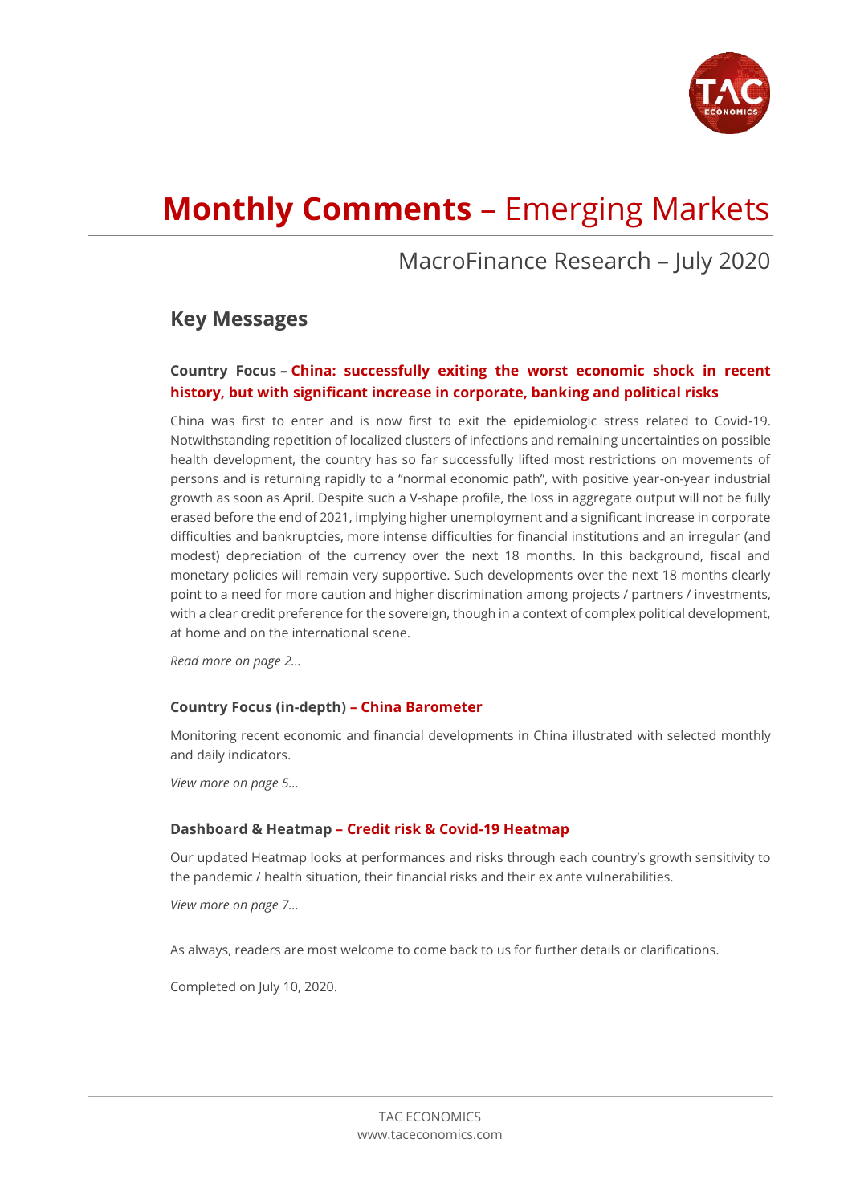# **Monthly Comments** – Emerging Markets

## MacroFinance Research – July 2020

## Key Messages

### Country Focus – China: successfully exiting the worst economic shock in recent history, but with significant increase in corporate, banking and political risks

China was first to enter and is now first to exit the epidemiologic stress related to Covid-19. Notwithstanding repetition of localized clusters of infections and remaining uncertainties on possible health development, the country has so far successfully lifted most restrictions on movements of persons and is returning rapidly to a "normal economic path", with positive year-on-year industrial growth as soon as April. Despite such a V-shape profile, the loss in aggregate output will not be fully erased before the end of 2021, implying higher unemployment and a significant increase in corporate difficulties and bankruptcies, more intense difficulties for financial institutions and an irregular (and modest) depreciation of the currency over the next 18 months. In this background, fiscal and monetary policies will remain very supportive. Such developments over the next 18 months clearly point to a need for more caution and higher discrimination among projects / partners / investments, with a clear credit preference for the sovereign, though in a context of complex political development, at home and on the international scene.

*Read more on page 2…*

### Country Focus (in-depth) – China Barometer

Monitoring recent economic and financial developments in China illustrated with selected monthly and daily indicators.

*View more on page 5…*

### Dashboard & Heatmap – Credit risk & Covid-19 Heatmap

Our updated Heatmap looks at performances and risks through each country's growth sensitivity to the pandemic / health situation, their financial risks and their ex ante vulnerabilities.

*View more on page 7…*

As always, readers are most welcome to come back to us for further details or clarifications.

Completed on July 10, 2020.

TAC ECONOMICS
www.taceconomics.com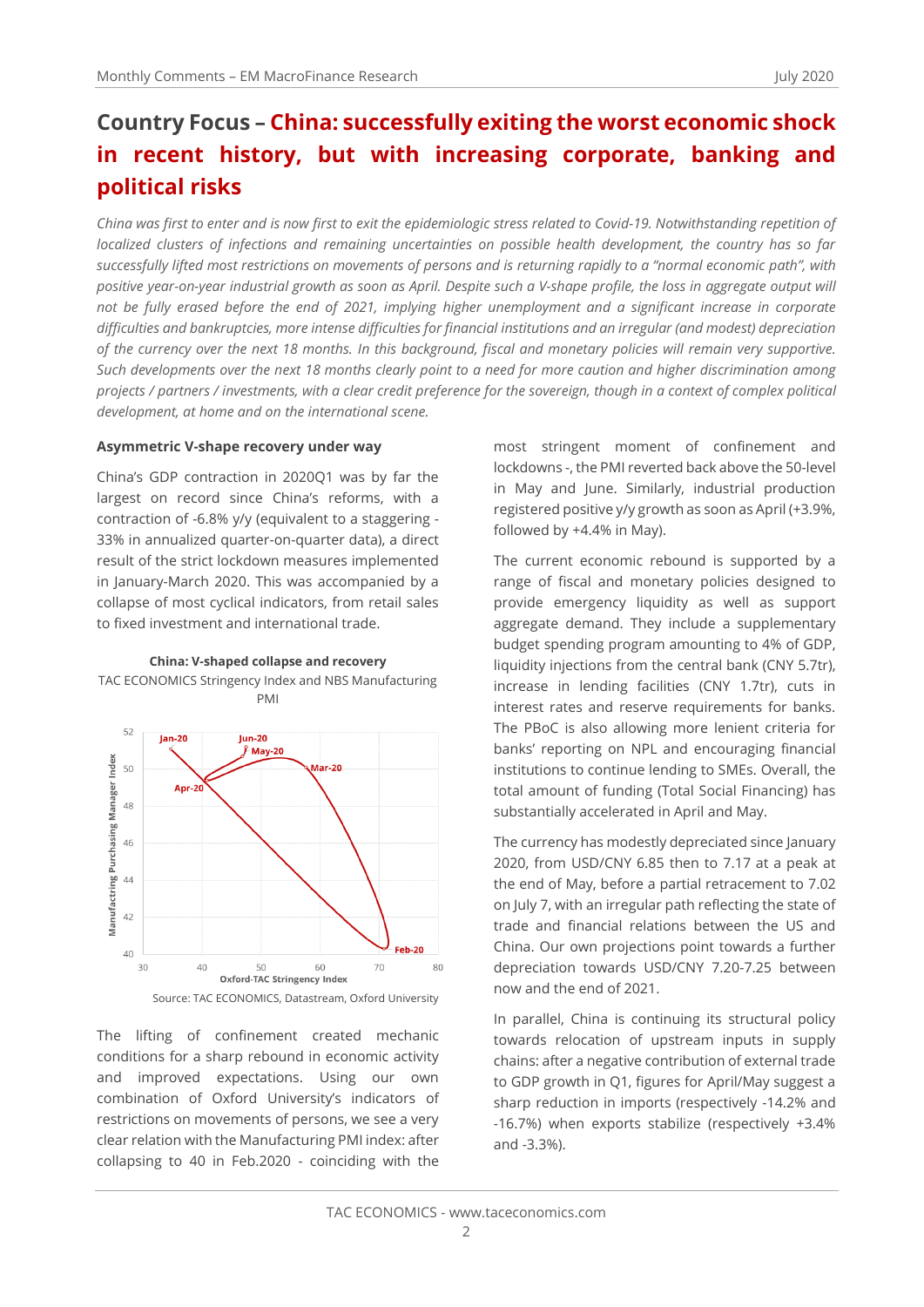# Country Focus – China: successfully exiting the worst economic shock in recent history, but with increasing corporate, banking and political risks

*China was first to enter and is now first to exit the epidemiologic stress related to Covid-19. Notwithstanding repetition of localized clusters of infections and remaining uncertainties on possible health development, the country has so far successfully lifted most restrictions on movements of persons and is returning rapidly to a "normal economic path", with positive year-on-year industrial growth as soon as April. Despite such a V-shape profile, the loss in aggregate output will not be fully erased before the end of 2021, implying higher unemployment and a significant increase in corporate difficulties and bankruptcies, more intense difficulties for financial institutions and an irregular (and modest) depreciation of the currency over the next 18 months. In this background, fiscal and monetary policies will remain very supportive. Such developments over the next 18 months clearly point to a need for more caution and higher discrimination among projects / partners / investments, with a clear credit preference for the sovereign, though in a context of complex political development, at home and on the international scene.*

### Asymmetric V-shape recovery under way

China's GDP contraction in 2020Q1 was by far the largest on record since China's reforms, with a contraction of -6.8% y/y (equivalent to a staggering -33% in annualized quarter-on-quarter data), a direct result of the strict lockdown measures implemented in January-March 2020. This was accompanied by a collapse of most cyclical indicators, from retail sales to fixed investment and international trade.

**China: V-shaped collapse and recovery**

TAC ECONOMICS Stringency Index and NBS Manufacturing PMI

Source: TAC ECONOMICS, Datastream, Oxford University

The lifting of confinement created mechanic conditions for a sharp rebound in economic activity and improved expectations. Using our own combination of Oxford University's indicators of restrictions on movements of persons, we see a very clear relation with the Manufacturing PMI index: after collapsing to 40 in Feb.2020 - coinciding with the most stringent moment of confinement and lockdowns -, the PMI reverted back above the 50-level in May and June. Similarly, industrial production registered positive y/y growth as soon as April (+3.9%, followed by +4.4% in May).

The current economic rebound is supported by a range of fiscal and monetary policies designed to provide emergency liquidity as well as support aggregate demand. They include a supplementary budget spending program amounting to 4% of GDP, liquidity injections from the central bank (CNY 5.7tr), increase in lending facilities (CNY 1.7tr), cuts in interest rates and reserve requirements for banks. The PBoC is also allowing more lenient criteria for banks' reporting on NPL and encouraging financial institutions to continue lending to SMEs. Overall, the total amount of funding (Total Social Financing) has substantially accelerated in April and May.

The currency has modestly depreciated since January 2020, from USD/CNY 6.85 then to 7.17 at a peak at the end of May, before a partial retracement to 7.02 on July 7, with an irregular path reflecting the state of trade and financial relations between the US and China. Our own projections point towards a further depreciation towards USD/CNY 7.20-7.25 between now and the end of 2021.

In parallel, China is continuing its structural policy towards relocation of upstream inputs in supply chains: after a negative contribution of external trade to GDP growth in Q1, figures for April/May suggest a sharp reduction in imports (respectively -14.2% and -16.7%) when exports stabilize (respectively +3.4% and -3.3%).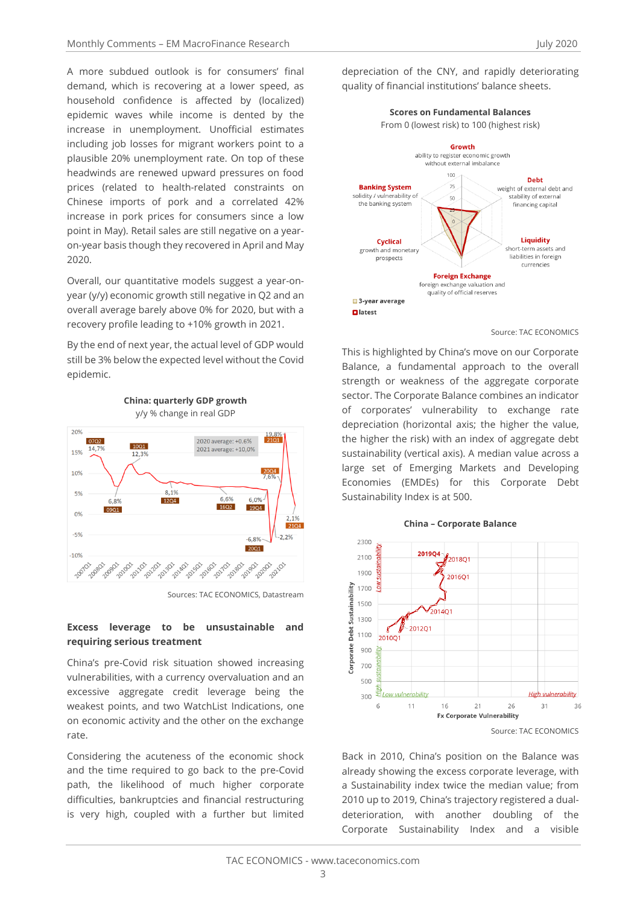A more subdued outlook is for consumers' final demand, which is recovering at a lower speed, as household confidence is affected by (localized) epidemic waves while income is dented by the increase in unemployment. Unofficial estimates including job losses for migrant workers point to a plausible 20% unemployment rate. On top of these headwinds are renewed upward pressures on food prices (related to health-related constraints on Chinese imports of pork and a correlated 42% increase in pork prices for consumers since a low point in May). Retail sales are still negative on a year-on-year basis though they recovered in April and May 2020.

Overall, our quantitative models suggest a year-on-year (y/y) economic growth still negative in Q2 and an overall average barely above 0% for 2020, but with a recovery profile leading to +10% growth in 2021.

By the end of next year, the actual level of GDP would still be 3% below the expected level without the Covid epidemic.

**China: quarterly GDP growth**

y/y % change in real GDP

Sources: TAC ECONOMICS, Datastream

## Excess leverage to be unsustainable and requiring serious treatment

China's pre-Covid risk situation showed increasing vulnerabilities, with a currency overvaluation and an excessive aggregate credit leverage being the weakest points, and two WatchList Indications, one on economic activity and the other on the exchange rate.

Considering the acuteness of the economic shock and the time required to go back to the pre-Covid path, the likelihood of much higher corporate difficulties, bankruptcies and financial restructuring is very high, coupled with a further but limited depreciation of the CNY, and rapidly deteriorating quality of financial institutions' balance sheets.

**Scores on Fundamental Balances**

From 0 (lowest risk) to 100 (highest risk)

Source: TAC ECONOMICS

This is highlighted by China's move on our Corporate Balance, a fundamental approach to the overall strength or weakness of the aggregate corporate sector. The Corporate Balance combines an indicator of corporates' vulnerability to exchange rate depreciation (horizontal axis; the higher the value, the higher the risk) with an index of aggregate debt sustainability (vertical axis). A median value across a large set of Emerging Markets and Developing Economies (EMDEs) for this Corporate Debt Sustainability Index is at 500.

**China – Corporate Balance**

Source: TAC ECONOMICS

Back in 2010, China's position on the Balance was already showing the excess corporate leverage, with a Sustainability index twice the median value; from 2010 up to 2019, China's trajectory registered a dual-deterioration, with another doubling of the Corporate Sustainability Index and a visible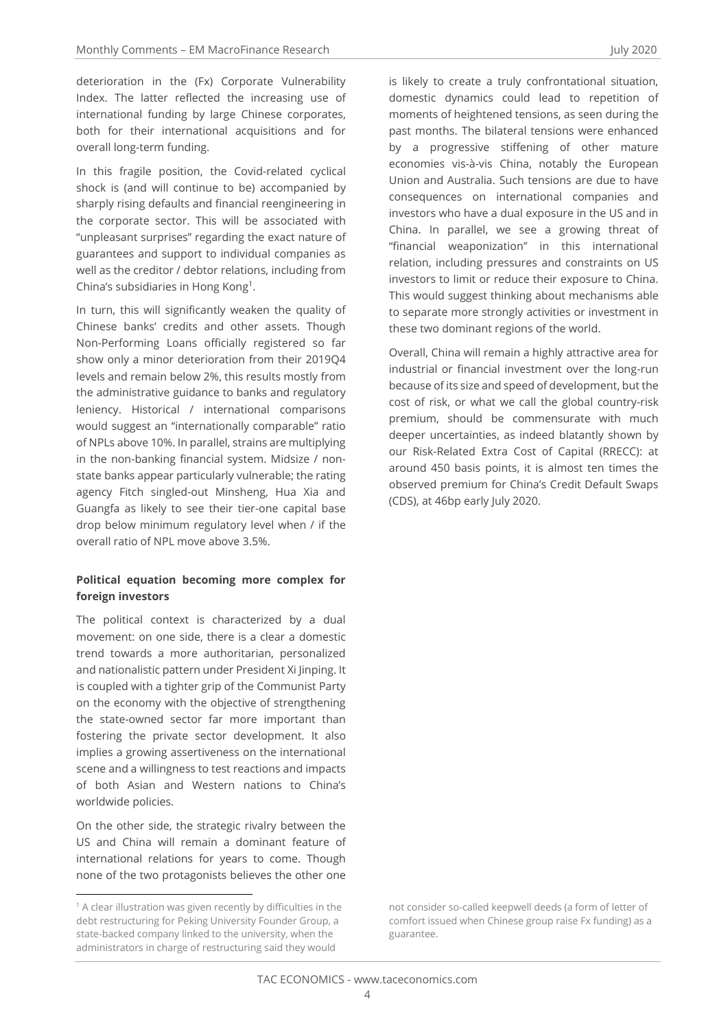deterioration in the (Fx) Corporate Vulnerability Index. The latter reflected the increasing use of international funding by large Chinese corporates, both for their international acquisitions and for overall long-term funding.

In this fragile position, the Covid-related cyclical shock is (and will continue to be) accompanied by sharply rising defaults and financial reengineering in the corporate sector. This will be associated with "unpleasant surprises" regarding the exact nature of guarantees and support to individual companies as well as the creditor / debtor relations, including from China's subsidiaries in Hong Kong[1].

In turn, this will significantly weaken the quality of Chinese banks' credits and other assets. Though Non-Performing Loans officially registered so far show only a minor deterioration from their 2019Q4 levels and remain below 2%, this results mostly from the administrative guidance to banks and regulatory leniency. Historical / international comparisons would suggest an "internationally comparable" ratio of NPLs above 10%. In parallel, strains are multiplying in the non-banking financial system. Midsize / non-state banks appear particularly vulnerable; the rating agency Fitch singled-out Minsheng, Hua Xia and Guangfa as likely to see their tier-one capital base drop below minimum regulatory level when / if the overall ratio of NPL move above 3.5%.

**Political equation becoming more complex for foreign investors**

The political context is characterized by a dual movement: on one side, there is a clear a domestic trend towards a more authoritarian, personalized and nationalistic pattern under President Xi Jinping. It is coupled with a tighter grip of the Communist Party on the economy with the objective of strengthening the state-owned sector far more important than fostering the private sector development. It also implies a growing assertiveness on the international scene and a willingness to test reactions and impacts of both Asian and Western nations to China's worldwide policies.

On the other side, the strategic rivalry between the US and China will remain a dominant feature of international relations for years to come. Though none of the two protagonists believes the other one is likely to create a truly confrontational situation, domestic dynamics could lead to repetition of moments of heightened tensions, as seen during the past months. The bilateral tensions were enhanced by a progressive stiffening of other mature economies vis-à-vis China, notably the European Union and Australia. Such tensions are due to have consequences on international companies and investors who have a dual exposure in the US and in China. In parallel, we see a growing threat of "financial weaponization" in this international relation, including pressures and constraints on US investors to limit or reduce their exposure to China. This would suggest thinking about mechanisms able to separate more strongly activities or investment in these two dominant regions of the world.

Overall, China will remain a highly attractive area for industrial or financial investment over the long-run because of its size and speed of development, but the cost of risk, or what we call the global country-risk premium, should be commensurate with much deeper uncertainties, as indeed blatantly shown by our Risk-Related Extra Cost of Capital (RRECC): at around 450 basis points, it is almost ten times the observed premium for China's Credit Default Swaps (CDS), at 46bp early July 2020.

[1] A clear illustration was given recently by difficulties in the debt restructuring for Peking University Founder Group, a state-backed company linked to the university, when the administrators in charge of restructuring said they would not consider so-called keepwell deeds (a form of letter of comfort issued when Chinese group raise Fx funding) as a guarantee.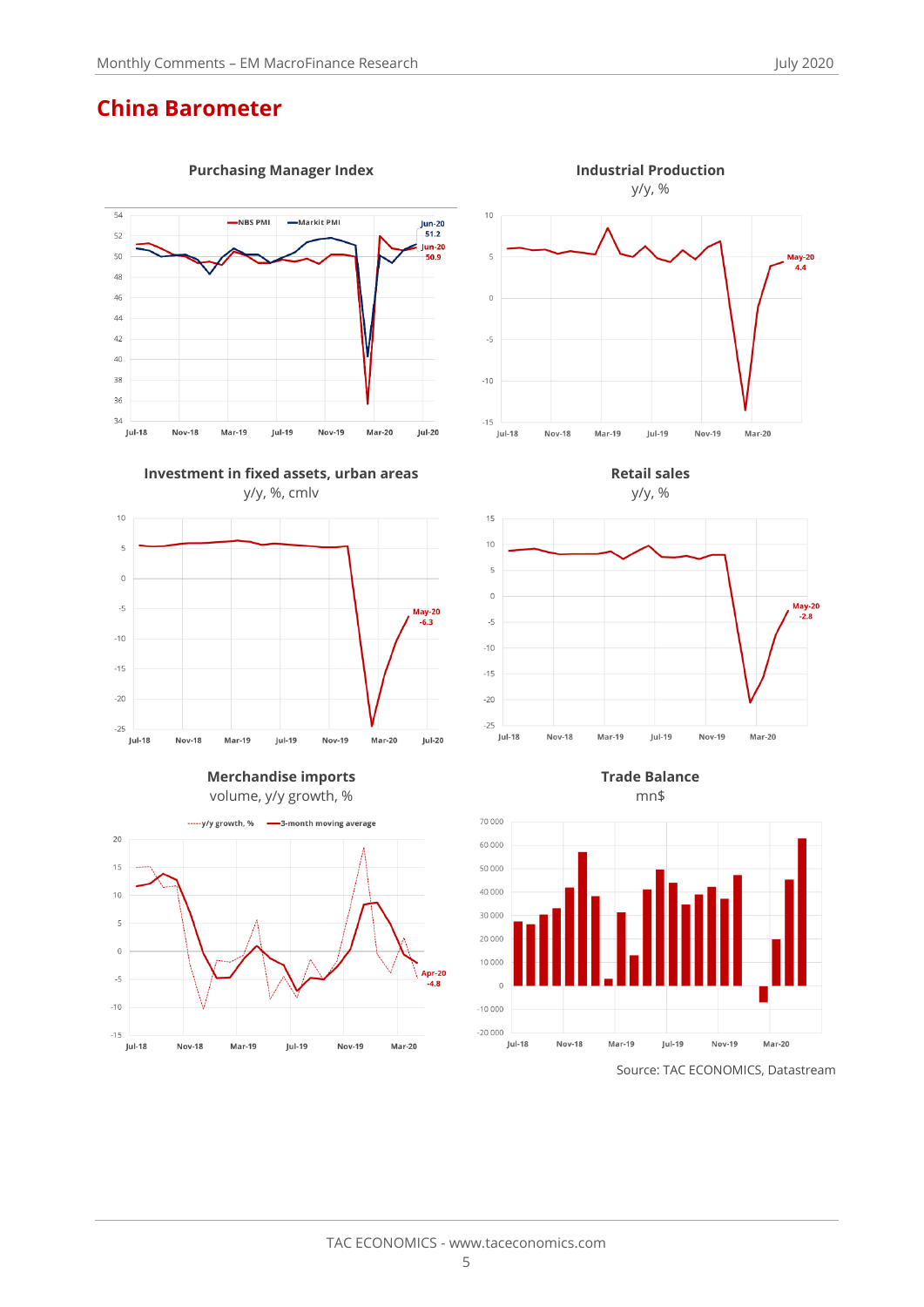# China Barometer

**Purchasing Manager Index**

NBS PMI — Markit PMI

Jun-20 51.2

Jun-20 50.9

**Industrial Production**

y/y, %

May-20 4.4

**Investment in fixed assets, urban areas**

y/y, %, cmlv

May-20 -6.3

**Retail sales**

y/y, %

May-20 -2.8

**Merchandise imports**

volume, y/y growth, %

y/y growth, % — 3-month moving average

Apr-20 -4.8

**Trade Balance**

mn$

Source: TAC ECONOMICS, Datastream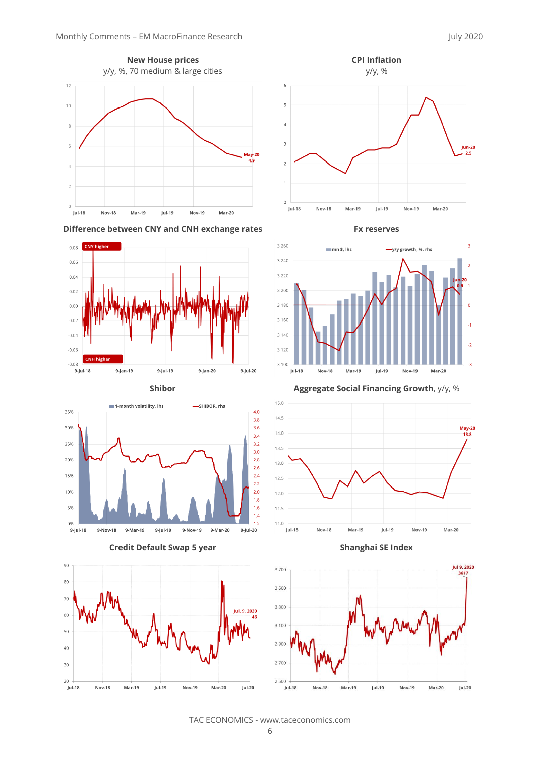**New House prices**
y/y, %, 70 medium & large cities

May-20 4.9

**CPI Inflation**
y/y, %

Jun-20 2.5

**Difference between CNY and CNH exchange rates**

CNY higher

CNH higher

**Fx reserves**

mn $, lhs — y/y growth, %, rhs

Jun-20 0.6

**Shibor**

1-month volatility, lhs — SHIBOR, rhs

**Aggregate Social Financing Growth**, y/y, %

May-20 13.8

**Credit Default Swap 5 year**

Jul. 9, 2020 46

**Shanghai SE Index**

Jul 9, 2020 3617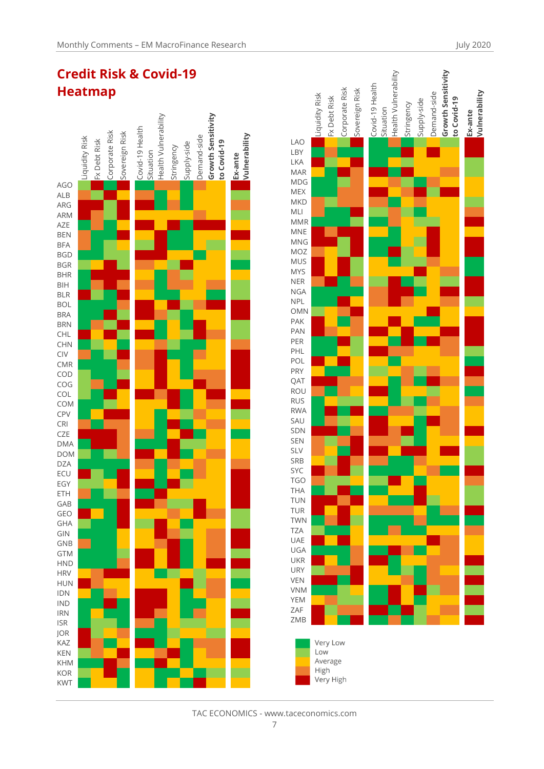## Credit Risk & Covid-19 Heatmap

Columns: Liquidity Risk | Fx Debt Risk | Corporate Risk | Sovereign Risk | Covid-19 Health Situation | Health Vulnerability | Stringency | Supply-side | Demand-side | **Growth Sensitivity to Covid-19** | **Ex-ante Vulnerability**

Countries (left panel): AGO, ALB, ARG, ARM, AZE, BEN, BFA, BGD, BGR, BHR, BIH, BLR, BOL, BRA, BRN, CHL, CHN, CIV, CMR, COD, COG, COL, COM, CPV, CRI, CZE, DMA, DOM, DZA, ECU, EGY, ETH, GAB, GEO, GHA, GIN, GNB, GTM, HND, HRV, HUN, IDN, IND, IRN, ISR, JOR, KAZ, KEN, KHM, KOR, KWT

Countries (right panel): LAO, LBY, LKA, MAR, MDG, MEX, MKD, MLI, MMR, MNE, MNG, MOZ, MUS, MYS, NER, NGA, NPL, OMN, PAK, PAN, PER, PHL, POL, PRY, QAT, ROU, RUS, RWA, SAU, SDN, SEN, SLV, SRB, SYC, TGO, THA, TUN, TUR, TWN, TZA, UAE, UGA, UKR, URY, VEN, VNM, YEM, ZAF, ZMB

Legend:
- Very Low
- Low
- Average
- High
- Very High

TAC ECONOMICS - www.taceconomics.com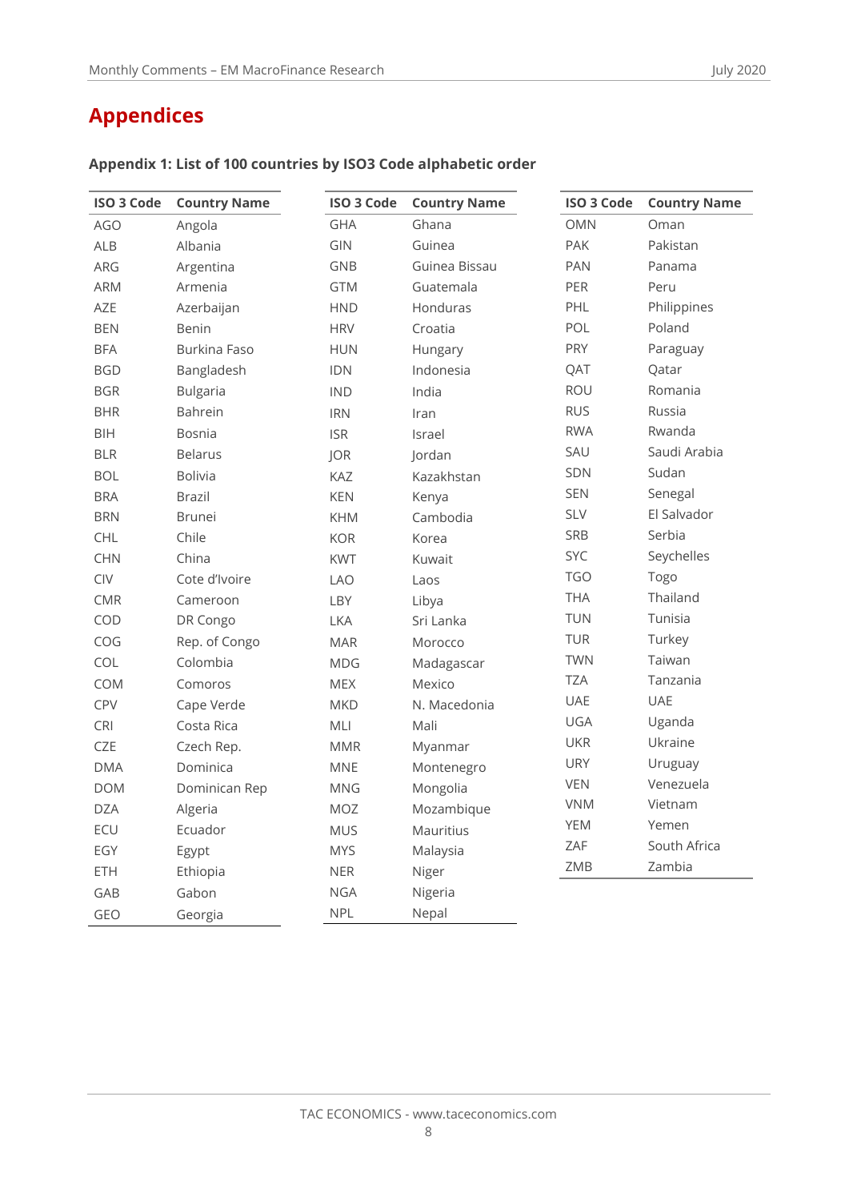# Appendices

### Appendix 1: List of 100 countries by ISO3 Code alphabetic order

| ISO 3 Code | Country Name |
|---|---|
| AGO | Angola |
| ALB | Albania |
| ARG | Argentina |
| ARM | Armenia |
| AZE | Azerbaijan |
| BEN | Benin |
| BFA | Burkina Faso |
| BGD | Bangladesh |
| BGR | Bulgaria |
| BHR | Bahrein |
| BIH | Bosnia |
| BLR | Belarus |
| BOL | Bolivia |
| BRA | Brazil |
| BRN | Brunei |
| CHL | Chile |
| CHN | China |
| CIV | Cote d'Ivoire |
| CMR | Cameroon |
| COD | DR Congo |
| COG | Rep. of Congo |
| COL | Colombia |
| COM | Comoros |
| CPV | Cape Verde |
| CRI | Costa Rica |
| CZE | Czech Rep. |
| DMA | Dominica |
| DOM | Dominican Rep |
| DZA | Algeria |
| ECU | Ecuador |
| EGY | Egypt |
| ETH | Ethiopia |
| GAB | Gabon |
| GEO | Georgia |

| ISO 3 Code | Country Name |
|---|---|
| GHA | Ghana |
| GIN | Guinea |
| GNB | Guinea Bissau |
| GTM | Guatemala |
| HND | Honduras |
| HRV | Croatia |
| HUN | Hungary |
| IDN | Indonesia |
| IND | India |
| IRN | Iran |
| ISR | Israel |
| JOR | Jordan |
| KAZ | Kazakhstan |
| KEN | Kenya |
| KHM | Cambodia |
| KOR | Korea |
| KWT | Kuwait |
| LAO | Laos |
| LBY | Libya |
| LKA | Sri Lanka |
| MAR | Morocco |
| MDG | Madagascar |
| MEX | Mexico |
| MKD | N. Macedonia |
| MLI | Mali |
| MMR | Myanmar |
| MNE | Montenegro |
| MNG | Mongolia |
| MOZ | Mozambique |
| MUS | Mauritius |
| MYS | Malaysia |
| NER | Niger |
| NGA | Nigeria |
| NPL | Nepal |

| ISO 3 Code | Country Name |
|---|---|
| OMN | Oman |
| PAK | Pakistan |
| PAN | Panama |
| PER | Peru |
| PHL | Philippines |
| POL | Poland |
| PRY | Paraguay |
| QAT | Qatar |
| ROU | Romania |
| RUS | Russia |
| RWA | Rwanda |
| SAU | Saudi Arabia |
| SDN | Sudan |
| SEN | Senegal |
| SLV | El Salvador |
| SRB | Serbia |
| SYC | Seychelles |
| TGO | Togo |
| THA | Thailand |
| TUN | Tunisia |
| TUR | Turkey |
| TWN | Taiwan |
| TZA | Tanzania |
| UAE | UAE |
| UGA | Uganda |
| UKR | Ukraine |
| URY | Uruguay |
| VEN | Venezuela |
| VNM | Vietnam |
| YEM | Yemen |
| ZAF | South Africa |
| ZMB | Zambia |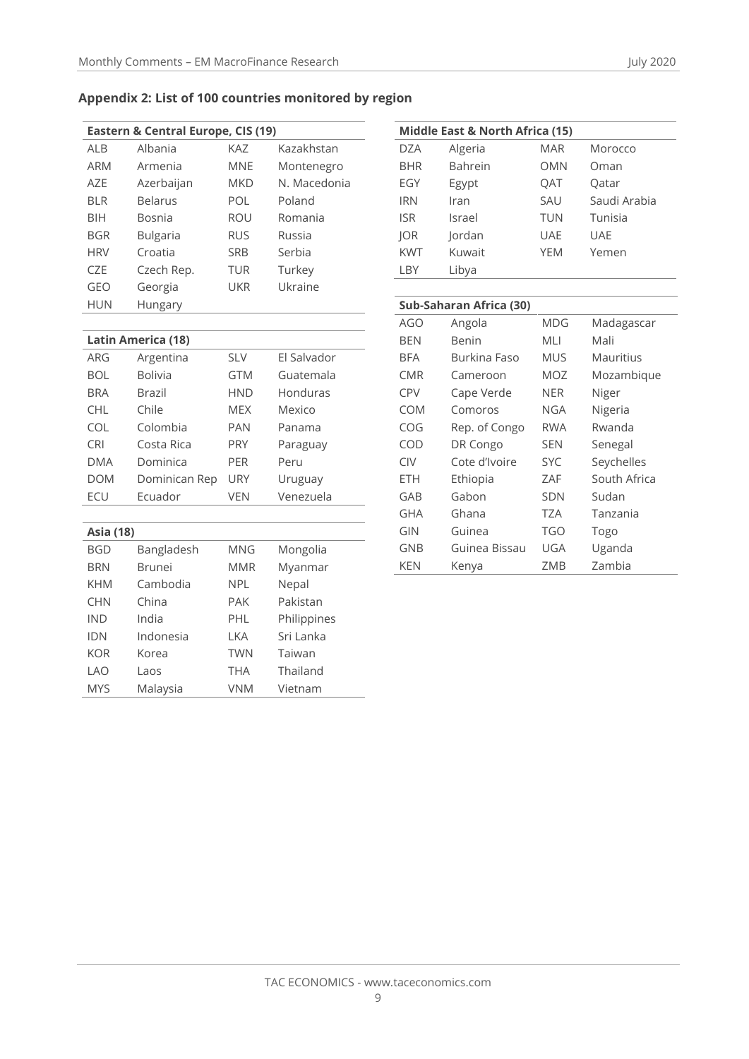## Appendix 2: List of 100 countries monitored by region

| Eastern & Central Europe, CIS (19) | | | |
|---|---|---|---|
| ALB | Albania | KAZ | Kazakhstan |
| ARM | Armenia | MNE | Montenegro |
| AZE | Azerbaijan | MKD | N. Macedonia |
| BLR | Belarus | POL | Poland |
| BIH | Bosnia | ROU | Romania |
| BGR | Bulgaria | RUS | Russia |
| HRV | Croatia | SRB | Serbia |
| CZE | Czech Rep. | TUR | Turkey |
| GEO | Georgia | UKR | Ukraine |
| HUN | Hungary | | |

| Latin America (18) | | | |
|---|---|---|---|
| ARG | Argentina | SLV | El Salvador |
| BOL | Bolivia | GTM | Guatemala |
| BRA | Brazil | HND | Honduras |
| CHL | Chile | MEX | Mexico |
| COL | Colombia | PAN | Panama |
| CRI | Costa Rica | PRY | Paraguay |
| DMA | Dominica | PER | Peru |
| DOM | Dominican Rep | URY | Uruguay |
| ECU | Ecuador | VEN | Venezuela |

| Asia (18) | | | |
|---|---|---|---|
| BGD | Bangladesh | MNG | Mongolia |
| BRN | Brunei | MMR | Myanmar |
| KHM | Cambodia | NPL | Nepal |
| CHN | China | PAK | Pakistan |
| IND | India | PHL | Philippines |
| IDN | Indonesia | LKA | Sri Lanka |
| KOR | Korea | TWN | Taiwan |
| LAO | Laos | THA | Thailand |
| MYS | Malaysia | VNM | Vietnam |

| Middle East & North Africa (15) | | | |
|---|---|---|---|
| DZA | Algeria | MAR | Morocco |
| BHR | Bahrein | OMN | Oman |
| EGY | Egypt | QAT | Qatar |
| IRN | Iran | SAU | Saudi Arabia |
| ISR | Israel | TUN | Tunisia |
| JOR | Jordan | UAE | UAE |
| KWT | Kuwait | YEM | Yemen |
| LBY | Libya | | |

| Sub-Saharan Africa (30) | | | |
|---|---|---|---|
| AGO | Angola | MDG | Madagascar |
| BEN | Benin | MLI | Mali |
| BFA | Burkina Faso | MUS | Mauritius |
| CMR | Cameroon | MOZ | Mozambique |
| CPV | Cape Verde | NER | Niger |
| COM | Comoros | NGA | Nigeria |
| COG | Rep. of Congo | RWA | Rwanda |
| COD | DR Congo | SEN | Senegal |
| CIV | Cote d'Ivoire | SYC | Seychelles |
| ETH | Ethiopia | ZAF | South Africa |
| GAB | Gabon | SDN | Sudan |
| GHA | Ghana | TZA | Tanzania |
| GIN | Guinea | TGO | Togo |
| GNB | Guinea Bissau | UGA | Uganda |
| KEN | Kenya | ZMB | Zambia |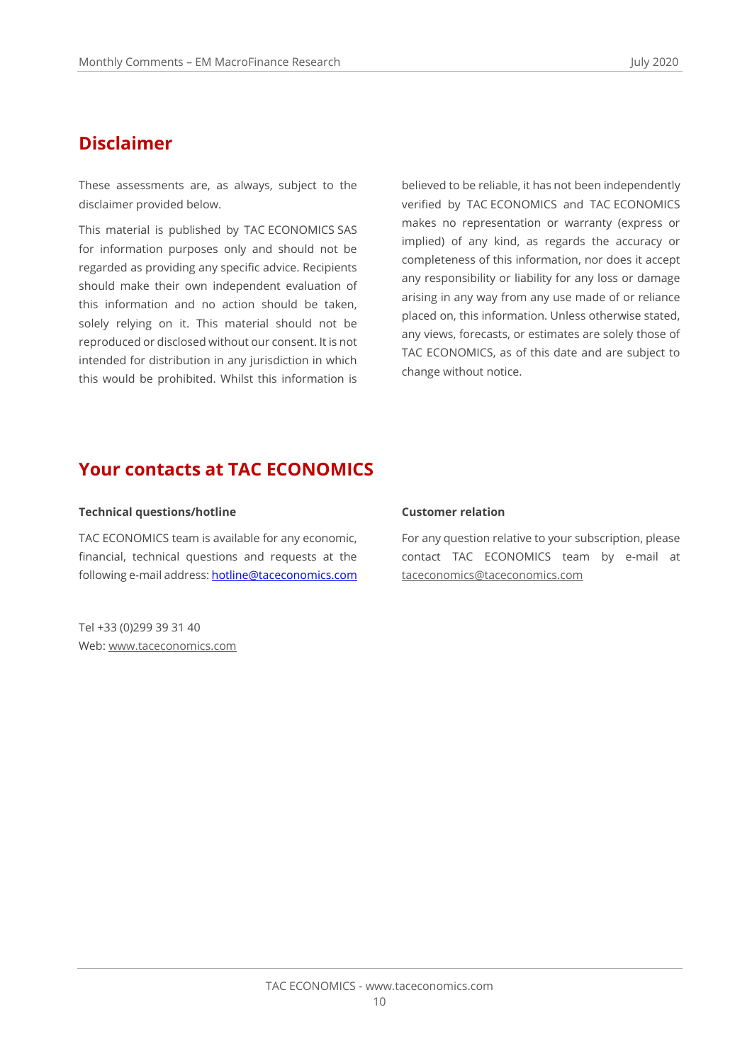## Disclaimer

These assessments are, as always, subject to the disclaimer provided below.

This material is published by TAC ECONOMICS SAS for information purposes only and should not be regarded as providing any specific advice. Recipients should make their own independent evaluation of this information and no action should be taken, solely relying on it. This material should not be reproduced or disclosed without our consent. It is not intended for distribution in any jurisdiction in which this would be prohibited. Whilst this information is believed to be reliable, it has not been independently verified by TAC ECONOMICS and TAC ECONOMICS makes no representation or warranty (express or implied) of any kind, as regards the accuracy or completeness of this information, nor does it accept any responsibility or liability for any loss or damage arising in any way from any use made of or reliance placed on, this information. Unless otherwise stated, any views, forecasts, or estimates are solely those of TAC ECONOMICS, as of this date and are subject to change without notice.

## Your contacts at TAC ECONOMICS

**Technical questions/hotline**

TAC ECONOMICS team is available for any economic, financial, technical questions and requests at the following e-mail address: hotline@taceconomics.com

**Customer relation**

For any question relative to your subscription, please contact TAC ECONOMICS team by e-mail at taceconomics@taceconomics.com

Tel +33 (0)299 39 31 40
Web: www.taceconomics.com